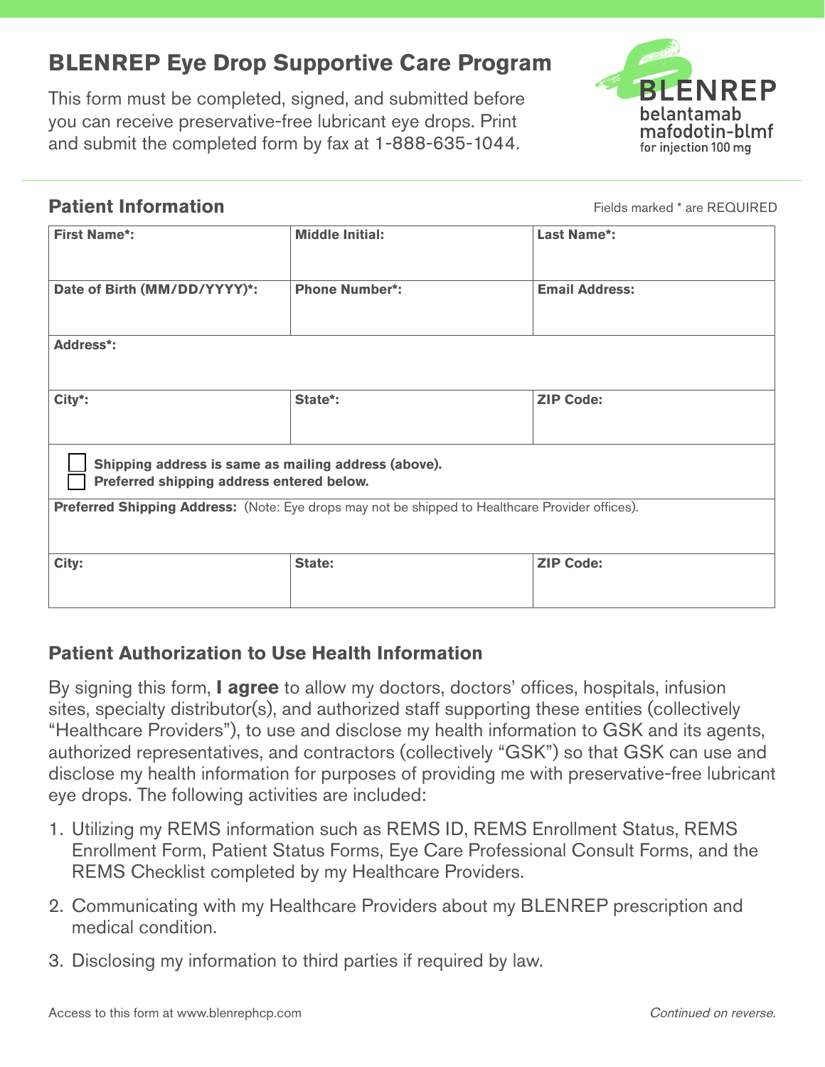# BLENREP Eye Drop Supportive Care Program

This form must be completed, signed, and submitted before you can receive preservative-free lubricant eye drops. Print and submit the completed form by fax at 1-888-635-1044.

BLENREP
belantamab mafodotin-blmf
for injection 100 mg

## Patient Information

Fields marked * are REQUIRED

| First Name*: | Middle Initial: | Last Name*: |
|---|---|---|
| | | |
| **Date of Birth (MM/DD/YYYY)*:** | **Phone Number*:** | **Email Address:** |
| | | |
| **Address*:** | | |
| | | |
| **City*:** | **State*:** | **ZIP Code:** |
| | | |
| ☐ **Shipping address is same as mailing address (above).** ☐ **Preferred shipping address entered below.** | | |
| **Preferred Shipping Address:** (Note: Eye drops may not be shipped to Healthcare Provider offices). | | |
| | | |
| **City:** | **State:** | **ZIP Code:** |
| | | |

## Patient Authorization to Use Health Information

By signing this form, **I agree** to allow my doctors, doctors' offices, hospitals, infusion sites, specialty distributor(s), and authorized staff supporting these entities (collectively "Healthcare Providers"), to use and disclose my health information to GSK and its agents, authorized representatives, and contractors (collectively "GSK") so that GSK can use and disclose my health information for purposes of providing me with preservative-free lubricant eye drops. The following activities are included:

1. Utilizing my REMS information such as REMS ID, REMS Enrollment Status, REMS Enrollment Form, Patient Status Forms, Eye Care Professional Consult Forms, and the REMS Checklist completed by my Healthcare Providers.
2. Communicating with my Healthcare Providers about my BLENREP prescription and medical condition.
3. Disclosing my information to third parties if required by law.

Access to this form at www.blenrephcp.com

*Continued on reverse.*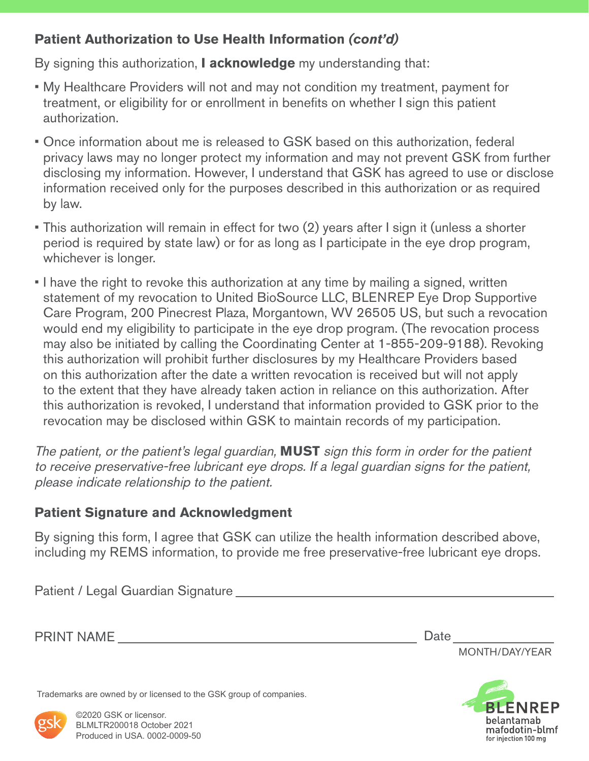## Patient Authorization to Use Health Information *(cont'd)*

By signing this authorization, **I acknowledge** my understanding that:

- My Healthcare Providers will not and may not condition my treatment, payment for treatment, or eligibility for or enrollment in benefits on whether I sign this patient authorization.
- Once information about me is released to GSK based on this authorization, federal privacy laws may no longer protect my information and may not prevent GSK from further disclosing my information. However, I understand that GSK has agreed to use or disclose information received only for the purposes described in this authorization or as required by law.
- This authorization will remain in effect for two (2) years after I sign it (unless a shorter period is required by state law) or for as long as I participate in the eye drop program, whichever is longer.
- I have the right to revoke this authorization at any time by mailing a signed, written statement of my revocation to United BioSource LLC, BLENREP Eye Drop Supportive Care Program, 200 Pinecrest Plaza, Morgantown, WV 26505 US, but such a revocation would end my eligibility to participate in the eye drop program. (The revocation process may also be initiated by calling the Coordinating Center at 1-855-209-9188). Revoking this authorization will prohibit further disclosures by my Healthcare Providers based on this authorization after the date a written revocation is received but will not apply to the extent that they have already taken action in reliance on this authorization. After this authorization is revoked, I understand that information provided to GSK prior to the revocation may be disclosed within GSK to maintain records of my participation.

*The patient, or the patient's legal guardian,* **MUST** *sign this form in order for the patient to receive preservative-free lubricant eye drops. If a legal guardian signs for the patient, please indicate relationship to the patient.*

### Patient Signature and Acknowledgment

By signing this form, I agree that GSK can utilize the health information described above, including my REMS information, to provide me free preservative-free lubricant eye drops.

Patient / Legal Guardian Signature ______________________________

PRINT NAME ______________________________ Date ______________
MONTH/DAY/YEAR

Trademarks are owned by or licensed to the GSK group of companies.

©2020 GSK or licensor.
BLMLTR200018 October 2021
Produced in USA. 0002-0009-50

BLENREP
belantamab mafodotin-blmf
for injection 100 mg